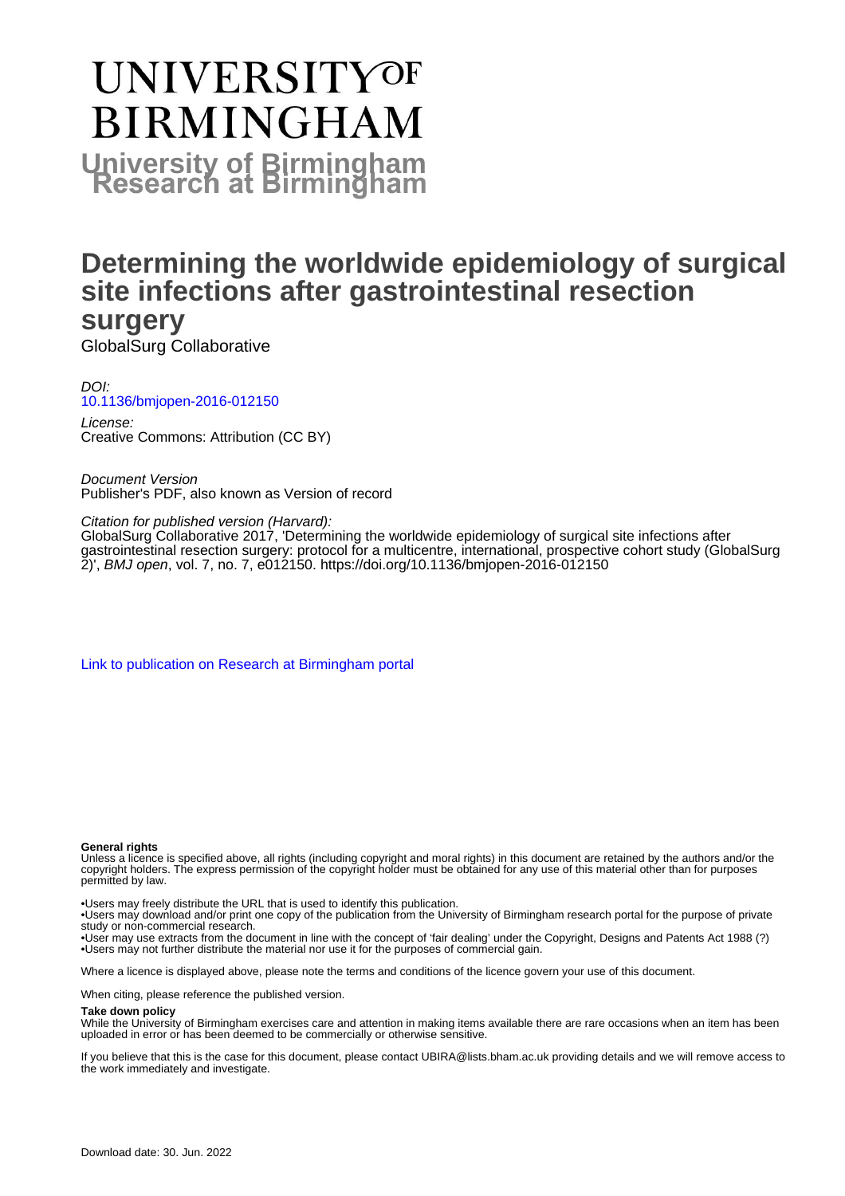# UNIVERSITY OF BIRMINGHAM

**University of Birmingham Research at Birmingham**

# Determining the worldwide epidemiology of surgical site infections after gastrointestinal resection surgery

GlobalSurg Collaborative

*DOI:*
10.1136/bmjopen-2016-012150

*License:*
Creative Commons: Attribution (CC BY)

*Document Version*
Publisher's PDF, also known as Version of record

*Citation for published version (Harvard):*
GlobalSurg Collaborative 2017, 'Determining the worldwide epidemiology of surgical site infections after gastrointestinal resection surgery: protocol for a multicentre, international, prospective cohort study (GlobalSurg 2)', *BMJ open*, vol. 7, no. 7, e012150. https://doi.org/10.1136/bmjopen-2016-012150

Link to publication on Research at Birmingham portal

**General rights**

Unless a licence is specified above, all rights (including copyright and moral rights) in this document are retained by the authors and/or the copyright holders. The express permission of the copyright holder must be obtained for any use of this material other than for purposes permitted by law.

•Users may freely distribute the URL that is used to identify this publication.
•Users may download and/or print one copy of the publication from the University of Birmingham research portal for the purpose of private study or non-commercial research.
•User may use extracts from the document in line with the concept of 'fair dealing' under the Copyright, Designs and Patents Act 1988 (?)
•Users may not further distribute the material nor use it for the purposes of commercial gain.

Where a licence is displayed above, please note the terms and conditions of the licence govern your use of this document.

When citing, please reference the published version.

**Take down policy**

While the University of Birmingham exercises care and attention in making items available there are rare occasions when an item has been uploaded in error or has been deemed to be commercially or otherwise sensitive.

If you believe that this is the case for this document, please contact UBIRA@lists.bham.ac.uk providing details and we will remove access to the work immediately and investigate.

Download date: 30. Jun. 2022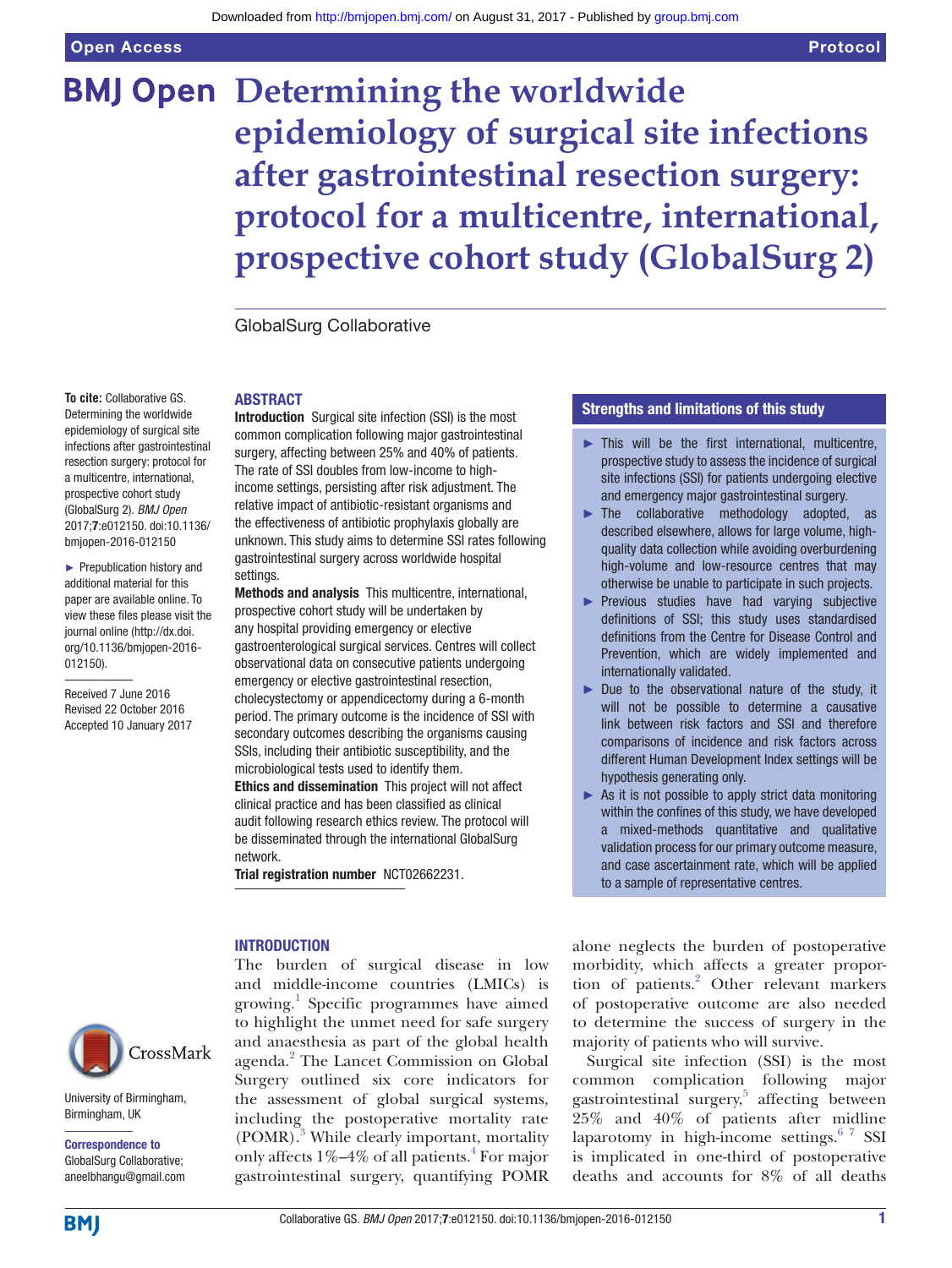# Determining the worldwide epidemiology of surgical site infections after gastrointestinal resection surgery: protocol for a multicentre, international, prospective cohort study (GlobalSurg 2)

GlobalSurg Collaborative

**To cite:** Collaborative GS. Determining the worldwide epidemiology of surgical site infections after gastrointestinal resection surgery: protocol for a multicentre, international, prospective cohort study (GlobalSurg 2). *BMJ Open* 2017;**7**:e012150. doi:10.1136/bmjopen-2016-012150

► Prepublication history and additional material for this paper are available online. To view these files please visit the journal online (http://dx.doi.org/10.1136/bmjopen-2016-012150).

Received 7 June 2016
Revised 22 October 2016
Accepted 10 January 2017

University of Birmingham, Birmingham, UK

**Correspondence to**
GlobalSurg Collaborative; aneelbhangu@gmail.com

## ABSTRACT

**Introduction** Surgical site infection (SSI) is the most common complication following major gastrointestinal surgery, affecting between 25% and 40% of patients. The rate of SSI doubles from low-income to high-income settings, persisting after risk adjustment. The relative impact of antibiotic-resistant organisms and the effectiveness of antibiotic prophylaxis globally are unknown. This study aims to determine SSI rates following gastrointestinal surgery across worldwide hospital settings.

**Methods and analysis** This multicentre, international, prospective cohort study will be undertaken by any hospital providing emergency or elective gastroenterological surgical services. Centres will collect observational data on consecutive patients undergoing emergency or elective gastrointestinal resection, cholecystectomy or appendicectomy during a 6-month period. The primary outcome is the incidence of SSI with secondary outcomes describing the organisms causing SSIs, including their antibiotic susceptibility, and the microbiological tests used to identify them.

**Ethics and dissemination** This project will not affect clinical practice and has been classified as clinical audit following research ethics review. The protocol will be disseminated through the international GlobalSurg network.

**Trial registration number** NCT02662231.

## Strengths and limitations of this study

- This will be the first international, multicentre, prospective study to assess the incidence of surgical site infections (SSI) for patients undergoing elective and emergency major gastrointestinal surgery.
- The collaborative methodology adopted, as described elsewhere, allows for large volume, high-quality data collection while avoiding overburdening high-volume and low-resource centres that may otherwise be unable to participate in such projects.
- Previous studies have had varying subjective definitions of SSI; this study uses standardised definitions from the Centre for Disease Control and Prevention, which are widely implemented and internationally validated.
- Due to the observational nature of the study, it will not be possible to determine a causative link between risk factors and SSI and therefore comparisons of incidence and risk factors across different Human Development Index settings will be hypothesis generating only.
- As it is not possible to apply strict data monitoring within the confines of this study, we have developed a mixed-methods quantitative and qualitative validation process for our primary outcome measure, and case ascertainment rate, which will be applied to a sample of representative centres.

## INTRODUCTION

The burden of surgical disease in low and middle-income countries (LMICs) is growing.[1] Specific programmes have aimed to highlight the unmet need for safe surgery and anaesthesia as part of the global health agenda.[2] The Lancet Commission on Global Surgery outlined six core indicators for the assessment of global surgical systems, including the postoperative mortality rate (POMR).[3] While clearly important, mortality only affects 1%–4% of all patients.[4] For major gastrointestinal surgery, quantifying POMR alone neglects the burden of postoperative morbidity, which affects a greater proportion of patients.[2] Other relevant markers of postoperative outcome are also needed to determine the success of surgery in the majority of patients who will survive.

Surgical site infection (SSI) is the most common complication following major gastrointestinal surgery,[5] affecting between 25% and 40% of patients after midline laparotomy in high-income settings.[6 7] SSI is implicated in one-third of postoperative deaths and accounts for 8% of all deaths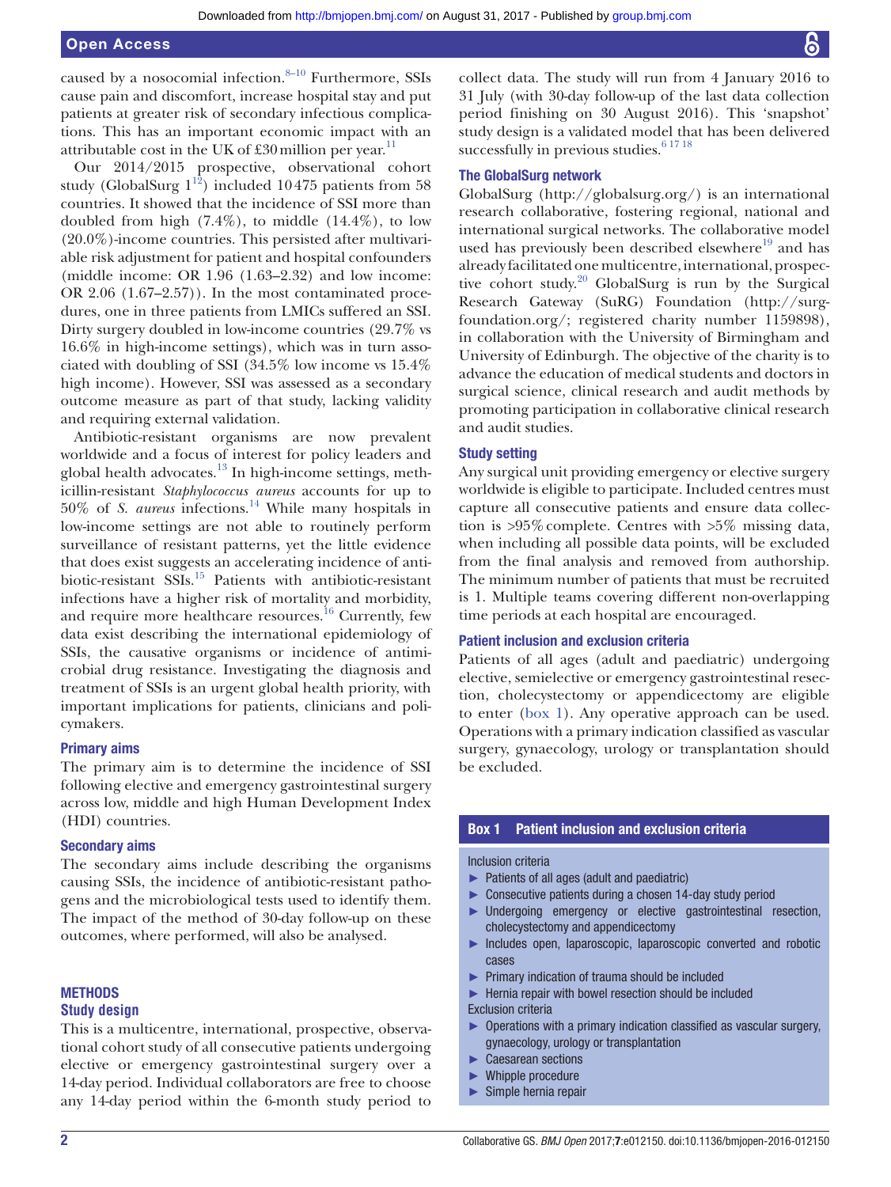caused by a nosocomial infection.[8–10] Furthermore, SSIs cause pain and discomfort, increase hospital stay and put patients at greater risk of secondary infectious complications. This has an important economic impact with an attributable cost in the UK of £30 million per year.[11]

Our 2014/2015 prospective, observational cohort study (GlobalSurg 1[12]) included 10 475 patients from 58 countries. It showed that the incidence of SSI more than doubled from high (7.4%), to middle (14.4%), to low (20.0%)-income countries. This persisted after multivariable risk adjustment for patient and hospital confounders (middle income: OR 1.96 (1.63–2.32) and low income: OR 2.06 (1.67–2.57)). In the most contaminated procedures, one in three patients from LMICs suffered an SSI. Dirty surgery doubled in low-income countries (29.7% vs 16.6% in high-income settings), which was in turn associated with doubling of SSI (34.5% low income vs 15.4% high income). However, SSI was assessed as a secondary outcome measure as part of that study, lacking validity and requiring external validation.

Antibiotic-resistant organisms are now prevalent worldwide and a focus of interest for policy leaders and global health advocates.[13] In high-income settings, methicillin-resistant *Staphylococcus aureus* accounts for up to 50% of *S. aureus* infections.[14] While many hospitals in low-income settings are not able to routinely perform surveillance of resistant patterns, yet the little evidence that does exist suggests an accelerating incidence of antibiotic-resistant SSIs.[15] Patients with antibiotic-resistant infections have a higher risk of mortality and morbidity, and require more healthcare resources.[16] Currently, few data exist describing the international epidemiology of SSIs, the causative organisms or incidence of antimicrobial drug resistance. Investigating the diagnosis and treatment of SSIs is an urgent global health priority, with important implications for patients, clinicians and policymakers.

### Primary aims

The primary aim is to determine the incidence of SSI following elective and emergency gastrointestinal surgery across low, middle and high Human Development Index (HDI) countries.

### Secondary aims

The secondary aims include describing the organisms causing SSIs, the incidence of antibiotic-resistant pathogens and the microbiological tests used to identify them. The impact of the method of 30-day follow-up on these outcomes, where performed, will also be analysed.

## METHODS

### Study design

This is a multicentre, international, prospective, observational cohort study of all consecutive patients undergoing elective or emergency gastrointestinal surgery over a 14-day period. Individual collaborators are free to choose any 14-day period within the 6-month study period to collect data. The study will run from 4 January 2016 to 31 July (with 30-day follow-up of the last data collection period finishing on 30 August 2016). This 'snapshot' study design is a validated model that has been delivered successfully in previous studies.[6 17 18]

### The GlobalSurg network

GlobalSurg (http://globalsurg.org/) is an international research collaborative, fostering regional, national and international surgical networks. The collaborative model used has previously been described elsewhere[19] and has already facilitated one multicentre, international, prospective cohort study.[20] GlobalSurg is run by the Surgical Research Gateway (SuRG) Foundation (http://surgfoundation.org/; registered charity number 1159898), in collaboration with the University of Birmingham and University of Edinburgh. The objective of the charity is to advance the education of medical students and doctors in surgical science, clinical research and audit methods by promoting participation in collaborative clinical research and audit studies.

### Study setting

Any surgical unit providing emergency or elective surgery worldwide is eligible to participate. Included centres must capture all consecutive patients and ensure data collection is >95% complete. Centres with >5% missing data, when including all possible data points, will be excluded from the final analysis and removed from authorship. The minimum number of patients that must be recruited is 1. Multiple teams covering different non-overlapping time periods at each hospital are encouraged.

### Patient inclusion and exclusion criteria

Patients of all ages (adult and paediatric) undergoing elective, semielective or emergency gastrointestinal resection, cholecystectomy or appendicectomy are eligible to enter (box 1). Any operative approach can be used. Operations with a primary indication classified as vascular surgery, gynaecology, urology or transplantation should be excluded.

**Box 1 Patient inclusion and exclusion criteria**

Inclusion criteria

- Patients of all ages (adult and paediatric)
- Consecutive patients during a chosen 14-day study period
- Undergoing emergency or elective gastrointestinal resection, cholecystectomy and appendicectomy
- Includes open, laparoscopic, laparoscopic converted and robotic cases
- Primary indication of trauma should be included
- Hernia repair with bowel resection should be included

Exclusion criteria

- Operations with a primary indication classified as vascular surgery, gynaecology, urology or transplantation
- Caesarean sections
- Whipple procedure
- Simple hernia repair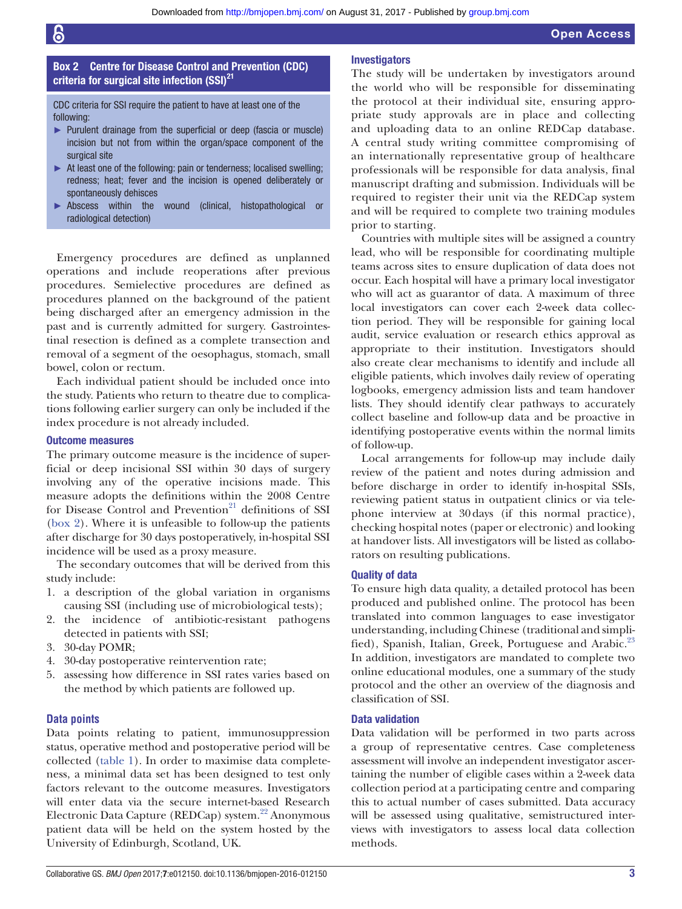**Box 2 Centre for Disease Control and Prevention (CDC) criteria for surgical site infection (SSI)[21]**

CDC criteria for SSI require the patient to have at least one of the following:

- Purulent drainage from the superficial or deep (fascia or muscle) incision but not from within the organ/space component of the surgical site
- At least one of the following: pain or tenderness; localised swelling; redness; heat; fever and the incision is opened deliberately or spontaneously dehisces
- Abscess within the wound (clinical, histopathological or radiological detection)

Emergency procedures are defined as unplanned operations and include reoperations after previous procedures. Semielective procedures are defined as procedures planned on the background of the patient being discharged after an emergency admission in the past and is currently admitted for surgery. Gastrointestinal resection is defined as a complete transection and removal of a segment of the oesophagus, stomach, small bowel, colon or rectum.

Each individual patient should be included once into the study. Patients who return to theatre due to complications following earlier surgery can only be included if the index procedure is not already included.

### Outcome measures

The primary outcome measure is the incidence of superficial or deep incisional SSI within 30 days of surgery involving any of the operative incisions made. This measure adopts the definitions within the 2008 Centre for Disease Control and Prevention[21] definitions of SSI (box 2). Where it is unfeasible to follow-up the patients after discharge for 30 days postoperatively, in-hospital SSI incidence will be used as a proxy measure.

The secondary outcomes that will be derived from this study include:

1. a description of the global variation in organisms causing SSI (including use of microbiological tests);
2. the incidence of antibiotic-resistant pathogens detected in patients with SSI;
3. 30-day POMR;
4. 30-day postoperative reintervention rate;
5. assessing how difference in SSI rates varies based on the method by which patients are followed up.

### Data points

Data points relating to patient, immunosuppression status, operative method and postoperative period will be collected (table 1). In order to maximise data completeness, a minimal data set has been designed to test only factors relevant to the outcome measures. Investigators will enter data via the secure internet-based Research Electronic Data Capture (REDCap) system.[22] Anonymous patient data will be held on the system hosted by the University of Edinburgh, Scotland, UK.

### Investigators

The study will be undertaken by investigators around the world who will be responsible for disseminating the protocol at their individual site, ensuring appropriate study approvals are in place and collecting and uploading data to an online REDCap database. A central study writing committee compromising of an internationally representative group of healthcare professionals will be responsible for data analysis, final manuscript drafting and submission. Individuals will be required to register their unit via the REDCap system and will be required to complete two training modules prior to starting.

Countries with multiple sites will be assigned a country lead, who will be responsible for coordinating multiple teams across sites to ensure duplication of data does not occur. Each hospital will have a primary local investigator who will act as guarantor of data. A maximum of three local investigators can cover each 2-week data collection period. They will be responsible for gaining local audit, service evaluation or research ethics approval as appropriate to their institution. Investigators should also create clear mechanisms to identify and include all eligible patients, which involves daily review of operating logbooks, emergency admission lists and team handover lists. They should identify clear pathways to accurately collect baseline and follow-up data and be proactive in identifying postoperative events within the normal limits of follow-up.

Local arrangements for follow-up may include daily review of the patient and notes during admission and before discharge in order to identify in-hospital SSIs, reviewing patient status in outpatient clinics or via telephone interview at 30 days (if this normal practice), checking hospital notes (paper or electronic) and looking at handover lists. All investigators will be listed as collaborators on resulting publications.

### Quality of data

To ensure high data quality, a detailed protocol has been produced and published online. The protocol has been translated into common languages to ease investigator understanding, including Chinese (traditional and simplified), Spanish, Italian, Greek, Portuguese and Arabic.[23] In addition, investigators are mandated to complete two online educational modules, one a summary of the study protocol and the other an overview of the diagnosis and classification of SSI.

### Data validation

Data validation will be performed in two parts across a group of representative centres. Case completeness assessment will involve an independent investigator ascertaining the number of eligible cases within a 2-week data collection period at a participating centre and comparing this to actual number of cases submitted. Data accuracy will be assessed using qualitative, semistructured interviews with investigators to assess local data collection methods.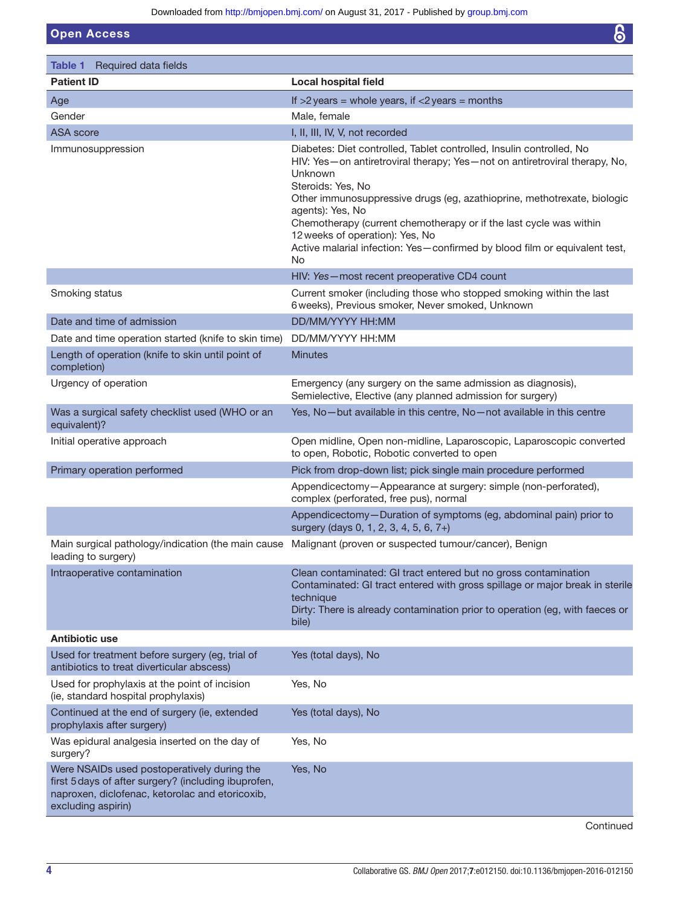**Table 1** Required data fields

| Patient ID | Local hospital field |
|---|---|
| Age | If >2 years = whole years, if <2 years = months |
| Gender | Male, female |
| ASA score | I, II, III, IV, V, not recorded |
| Immunosuppression | Diabetes: Diet controlled, Tablet controlled, Insulin controlled, No<br>HIV: Yes—on antiretroviral therapy; Yes—not on antiretroviral therapy, No, Unknown<br>Steroids: Yes, No<br>Other immunosuppressive drugs (eg, azathioprine, methotrexate, biologic agents): Yes, No<br>Chemotherapy (current chemotherapy or if the last cycle was within 12 weeks of operation): Yes, No<br>Active malarial infection: Yes—confirmed by blood film or equivalent test, No |
| | HIV: *Yes*—most recent preoperative CD4 count |
| Smoking status | Current smoker (including those who stopped smoking within the last 6 weeks), Previous smoker, Never smoked, Unknown |
| Date and time of admission | DD/MM/YYYY HH:MM |
| Date and time operation started (knife to skin time) | DD/MM/YYYY HH:MM |
| Length of operation (knife to skin until point of completion) | Minutes |
| Urgency of operation | Emergency (any surgery on the same admission as diagnosis), Semielective, Elective (any planned admission for surgery) |
| Was a surgical safety checklist used (WHO or an equivalent)? | Yes, No—but available in this centre, No—not available in this centre |
| Initial operative approach | Open midline, Open non-midline, Laparoscopic, Laparoscopic converted to open, Robotic, Robotic converted to open |
| Primary operation performed | Pick from drop-down list; pick single main procedure performed |
| | Appendicectomy—Appearance at surgery: simple (non-perforated), complex (perforated, free pus), normal |
| | Appendicectomy—Duration of symptoms (eg, abdominal pain) prior to surgery (days 0, 1, 2, 3, 4, 5, 6, 7+) |
| Main surgical pathology/indication (the main cause leading to surgery) | Malignant (proven or suspected tumour/cancer), Benign |
| Intraoperative contamination | Clean contaminated: GI tract entered but no gross contamination<br>Contaminated: GI tract entered with gross spillage or major break in sterile technique<br>Dirty: There is already contamination prior to operation (eg, with faeces or bile) |
| **Antibiotic use** | |
| Used for treatment before surgery (eg, trial of antibiotics to treat diverticular abscess) | Yes (total days), No |
| Used for prophylaxis at the point of incision (ie, standard hospital prophylaxis) | Yes, No |
| Continued at the end of surgery (ie, extended prophylaxis after surgery) | Yes (total days), No |
| Was epidural analgesia inserted on the day of surgery? | Yes, No |
| Were NSAIDs used postoperatively during the first 5 days of after surgery? (including ibuprofen, naproxen, diclofenac, ketorolac and etoricoxib, excluding aspirin) | Yes, No |

Continued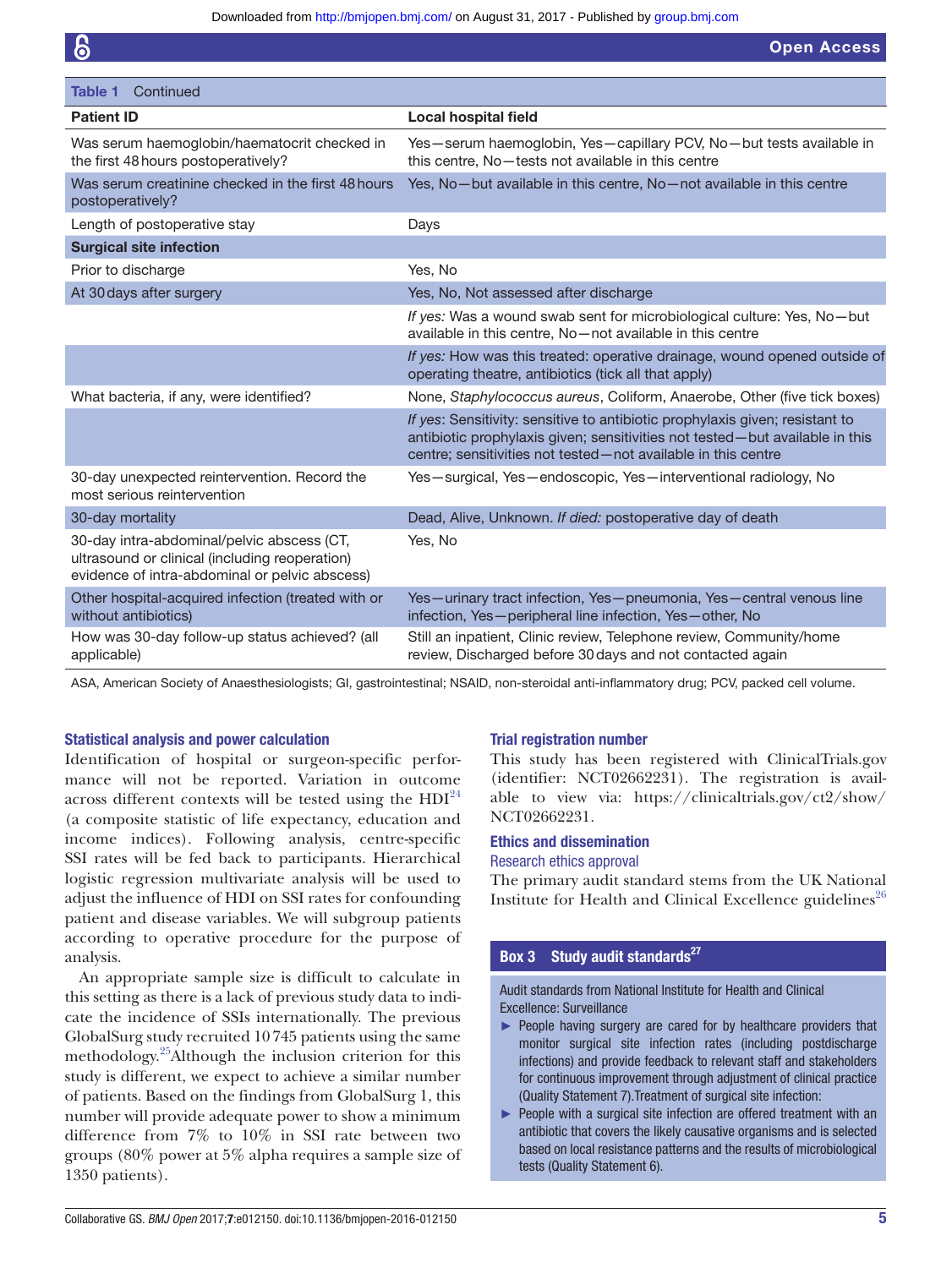**Table 1** Continued

| Patient ID | Local hospital field |
|---|---|
| Was serum haemoglobin/haematocrit checked in the first 48 hours postoperatively? | Yes—serum haemoglobin, Yes—capillary PCV, No—but tests available in this centre, No—tests not available in this centre |
| Was serum creatinine checked in the first 48 hours postoperatively? | Yes, No—but available in this centre, No—not available in this centre |
| Length of postoperative stay | Days |
| **Surgical site infection** | |
| Prior to discharge | Yes, No |
| At 30 days after surgery | Yes, No, Not assessed after discharge |
| | *If yes:* Was a wound swab sent for microbiological culture: Yes, No—but available in this centre, No—not available in this centre |
| | *If yes:* How was this treated: operative drainage, wound opened outside of operating theatre, antibiotics (tick all that apply) |
| What bacteria, if any, were identified? | None, *Staphylococcus aureus*, Coliform, Anaerobe, Other (five tick boxes) |
| | *If yes*: Sensitivity: sensitive to antibiotic prophylaxis given; resistant to antibiotic prophylaxis given; sensitivities not tested—but available in this centre; sensitivities not tested—not available in this centre |
| 30-day unexpected reintervention. Record the most serious reintervention | Yes—surgical, Yes—endoscopic, Yes—interventional radiology, No |
| 30-day mortality | Dead, Alive, Unknown. *If died:* postoperative day of death |
| 30-day intra-abdominal/pelvic abscess (CT, ultrasound or clinical (including reoperation) evidence of intra-abdominal or pelvic abscess) | Yes, No |
| Other hospital-acquired infection (treated with or without antibiotics) | Yes—urinary tract infection, Yes—pneumonia, Yes—central venous line infection, Yes—peripheral line infection, Yes—other, No |
| How was 30-day follow-up status achieved? (all applicable) | Still an inpatient, Clinic review, Telephone review, Community/home review, Discharged before 30 days and not contacted again |

ASA, American Society of Anaesthesiologists; GI, gastrointestinal; NSAID, non-steroidal anti-inflammatory drug; PCV, packed cell volume.

## Statistical analysis and power calculation

Identification of hospital or surgeon-specific performance will not be reported. Variation in outcome across different contexts will be tested using the HDI[24] (a composite statistic of life expectancy, education and income indices). Following analysis, centre-specific SSI rates will be fed back to participants. Hierarchical logistic regression multivariate analysis will be used to adjust the influence of HDI on SSI rates for confounding patient and disease variables. We will subgroup patients according to operative procedure for the purpose of analysis.

An appropriate sample size is difficult to calculate in this setting as there is a lack of previous study data to indicate the incidence of SSIs internationally. The previous GlobalSurg study recruited 10 745 patients using the same methodology.[25] Although the inclusion criterion for this study is different, we expect to achieve a similar number of patients. Based on the findings from GlobalSurg 1, this number will provide adequate power to show a minimum difference from 7% to 10% in SSI rate between two groups (80% power at 5% alpha requires a sample size of 1350 patients).

## Trial registration number

This study has been registered with ClinicalTrials.gov (identifier: NCT02662231). The registration is available to view via: https://clinicaltrials.gov/ct2/show/NCT02662231.

## Ethics and dissemination

### Research ethics approval

The primary audit standard stems from the UK National Institute for Health and Clinical Excellence guidelines[26]

**Box 3 Study audit standards[27]**

Audit standards from National Institute for Health and Clinical Excellence: Surveillance

- People having surgery are cared for by healthcare providers that monitor surgical site infection rates (including postdischarge infections) and provide feedback to relevant staff and stakeholders for continuous improvement through adjustment of clinical practice (Quality Statement 7).Treatment of surgical site infection:
- People with a surgical site infection are offered treatment with an antibiotic that covers the likely causative organisms and is selected based on local resistance patterns and the results of microbiological tests (Quality Statement 6).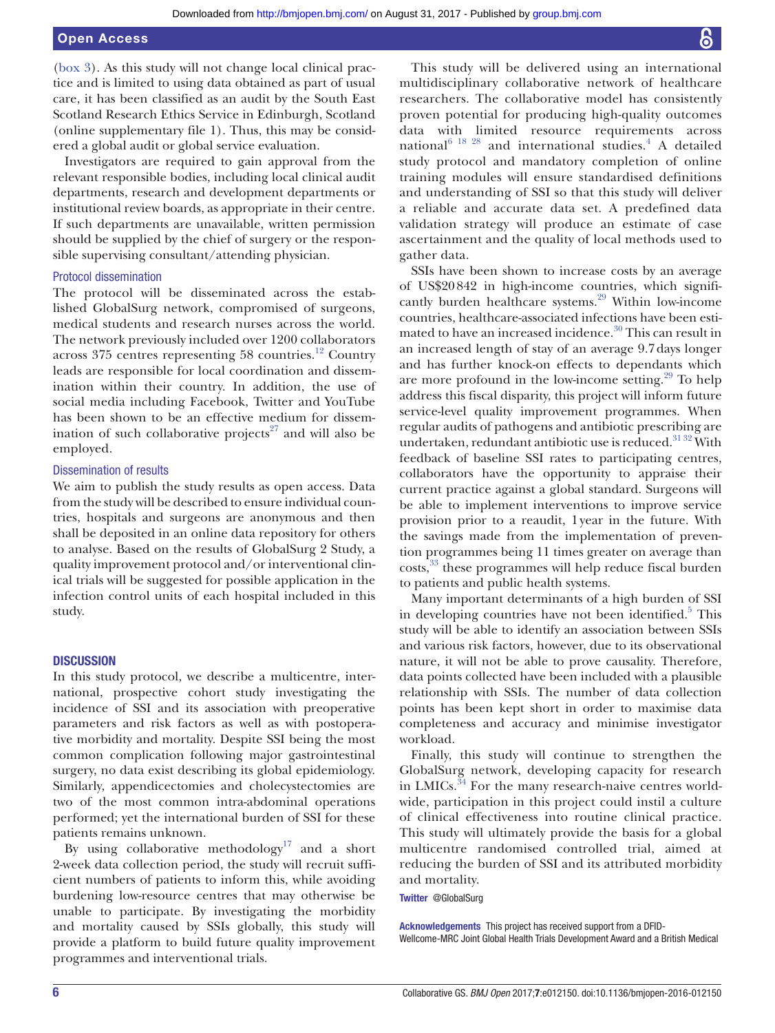(box 3). As this study will not change local clinical practice and is limited to using data obtained as part of usual care, it has been classified as an audit by the South East Scotland Research Ethics Service in Edinburgh, Scotland (online supplementary file 1). Thus, this may be considered a global audit or global service evaluation.

Investigators are required to gain approval from the relevant responsible bodies, including local clinical audit departments, research and development departments or institutional review boards, as appropriate in their centre. If such departments are unavailable, written permission should be supplied by the chief of surgery or the responsible supervising consultant/attending physician.

### Protocol dissemination

The protocol will be disseminated across the established GlobalSurg network, compromised of surgeons, medical students and research nurses across the world. The network previously included over 1200 collaborators across 375 centres representing 58 countries.[12] Country leads are responsible for local coordination and dissemination within their country. In addition, the use of social media including Facebook, Twitter and YouTube has been shown to be an effective medium for dissemination of such collaborative projects[27] and will also be employed.

### Dissemination of results

We aim to publish the study results as open access. Data from the study will be described to ensure individual countries, hospitals and surgeons are anonymous and then shall be deposited in an online data repository for others to analyse. Based on the results of GlobalSurg 2 Study, a quality improvement protocol and/or interventional clinical trials will be suggested for possible application in the infection control units of each hospital included in this study.

## DISCUSSION

In this study protocol, we describe a multicentre, international, prospective cohort study investigating the incidence of SSI and its association with preoperative parameters and risk factors as well as with postoperative morbidity and mortality. Despite SSI being the most common complication following major gastrointestinal surgery, no data exist describing its global epidemiology. Similarly, appendicectomies and cholecystectomies are two of the most common intra-abdominal operations performed; yet the international burden of SSI for these patients remains unknown.

By using collaborative methodology[17] and a short 2-week data collection period, the study will recruit sufficient numbers of patients to inform this, while avoiding burdening low-resource centres that may otherwise be unable to participate. By investigating the morbidity and mortality caused by SSIs globally, this study will provide a platform to build future quality improvement programmes and interventional trials.

This study will be delivered using an international multidisciplinary collaborative network of healthcare researchers. The collaborative model has consistently proven potential for producing high-quality outcomes data with limited resource requirements across national[6 18 28] and international studies.[4] A detailed study protocol and mandatory completion of online training modules will ensure standardised definitions and understanding of SSI so that this study will deliver a reliable and accurate data set. A predefined data validation strategy will produce an estimate of case ascertainment and the quality of local methods used to gather data.

SSIs have been shown to increase costs by an average of US$20 842 in high-income countries, which significantly burden healthcare systems.[29] Within low-income countries, healthcare-associated infections have been estimated to have an increased incidence.[30] This can result in an increased length of stay of an average 9.7 days longer and has further knock-on effects to dependants which are more profound in the low-income setting.[29] To help address this fiscal disparity, this project will inform future service-level quality improvement programmes. When regular audits of pathogens and antibiotic prescribing are undertaken, redundant antibiotic use is reduced.[31 32] With feedback of baseline SSI rates to participating centres, collaborators have the opportunity to appraise their current practice against a global standard. Surgeons will be able to implement interventions to improve service provision prior to a reaudit, 1 year in the future. With the savings made from the implementation of prevention programmes being 11 times greater on average than costs,[33] these programmes will help reduce fiscal burden to patients and public health systems.

Many important determinants of a high burden of SSI in developing countries have not been identified.[5] This study will be able to identify an association between SSIs and various risk factors, however, due to its observational nature, it will not be able to prove causality. Therefore, data points collected have been included with a plausible relationship with SSIs. The number of data collection points has been kept short in order to maximise data completeness and accuracy and minimise investigator workload.

Finally, this study will continue to strengthen the GlobalSurg network, developing capacity for research in LMICs.[34] For the many research-naive centres worldwide, participation in this project could instil a culture of clinical effectiveness into routine clinical practice. This study will ultimately provide the basis for a global multicentre randomised controlled trial, aimed at reducing the burden of SSI and its attributed morbidity and mortality.

**Twitter** @GlobalSurg

**Acknowledgements** This project has received support from a DFID-Wellcome-MRC Joint Global Health Trials Development Award and a British Medical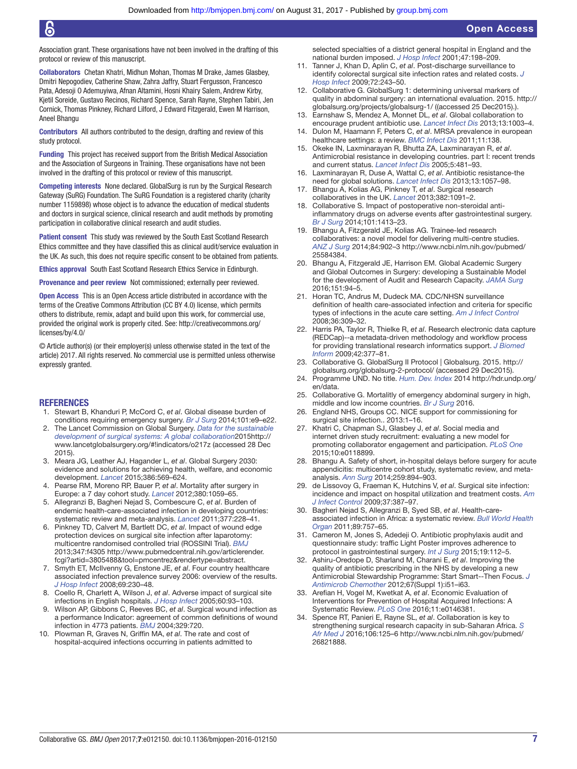Association grant. These organisations have not been involved in the drafting of this protocol or review of this manuscript.

**Collaborators** Chetan Khatri, Midhun Mohan, Thomas M Drake, James Glasbey, Dmitri Nepogodiev, Catherine Shaw, Zahra Jaffry, Stuart Fergusson, Francesco Pata, Adesoji O Ademuyiwa, Afnan Altamini, Hosni Khairy Salem, Andrew Kirby, Kjetil Soreide, Gustavo Recinos, Richard Spence, Sarah Rayne, Stephen Tabiri, Jen Cornick, Thomas Pinkney, Richard Lilford, J Edward Fitzgerald, Ewen M Harrison, Aneel Bhangu

**Contributors** All authors contributed to the design, drafting and review of this study protocol.

**Funding** This project has received support from the British Medical Association and the Association of Surgeons in Training. These organisations have not been involved in the drafting of this protocol or review of this manuscript.

**Competing interests** None declared. GlobalSurg is run by the Surgical Research Gateway (SuRG) Foundation. The SuRG Foundation is a registered charity (charity number 1159898) whose object is to advance the education of medical students and doctors in surgical science, clinical research and audit methods by promoting participation in collaborative clinical research and audit studies.

**Patient consent** This study was reviewed by the South East Scotland Research Ethics committee and they have classified this as clinical audit/service evaluation in the UK. As such, this does not require specific consent to be obtained from patients.

**Ethics approval** South East Scotland Research Ethics Service in Edinburgh.

**Provenance and peer review** Not commissioned; externally peer reviewed.

**Open Access** This is an Open Access article distributed in accordance with the terms of the Creative Commons Attribution (CC BY 4.0) license, which permits others to distribute, remix, adapt and build upon this work, for commercial use, provided the original work is properly cited. See: http://creativecommons.org/licenses/by/4.0/

© Article author(s) (or their employer(s) unless otherwise stated in the text of the article) 2017. All rights reserved. No commercial use is permitted unless otherwise expressly granted.

## REFERENCES

1. Stewart B, Khanduri P, McCord C, *et al*. Global disease burden of conditions requiring emergency surgery. *Br J Surg* 2014;101:e9–e22.
2. The Lancet Commission on Global Surgery. *Data for the sustainable development of surgical systems: A global collaboration*2015http://www.lancetglobalsurgery.org/#!indicators/o217z (accessed 28 Dec 2015).
3. Meara JG, Leather AJ, Hagander L, *et al*. Global Surgery 2030: evidence and solutions for achieving health, welfare, and economic development. *Lancet* 2015;386:569–624.
4. Pearse RM, Moreno RP, Bauer P, *et al*. Mortality after surgery in Europe: a 7 day cohort study. *Lancet* 2012;380:1059–65.
5. Allegranzi B, Bagheri Nejad S, Combescure C, *et al*. Burden of endemic health-care-associated infection in developing countries: systematic review and meta-analysis. *Lancet* 2011;377:228–41.
6. Pinkney TD, Calvert M, Bartlett DC, *et al*. Impact of wound edge protection devices on surgical site infection after laparotomy: multicentre randomised controlled trial (ROSSINI Trial). *BMJ* 2013;347:f4305 http://www.pubmedcentral.nih.gov/articlerender.fcgi?artid=3805488&tool=pmcentrez&rendertype=abstract.
7. Smyth ET, McIlvenny G, Enstone JE, *et al*. Four country healthcare associated infection prevalence survey 2006: overview of the results. *J Hosp Infect* 2008;69:230–48.
8. Coello R, Charlett A, Wilson J, *et al*. Adverse impact of surgical site infections in English hospitals. *J Hosp Infect* 2005;60:93–103.
9. Wilson AP, Gibbons C, Reeves BC, *et al*. Surgical wound infection as a performance Indicator: agreement of common definitions of wound infection in 4773 patients. *BMJ* 2004;329:720.
10. Plowman R, Graves N, Griffin MA, *et al*. The rate and cost of hospital-acquired infections occurring in patients admitted to selected specialties of a district general hospital in England and the national burden imposed. *J Hosp Infect* 2001;47:198–209.
11. Tanner J, Khan D, Aplin C, *et al*. Post-discharge surveillance to identify colorectal surgical site infection rates and related costs. *J Hosp Infect* 2009;72:243–50.
12. Collaborative G. GlobalSurg 1: determining universal markers of quality in abdominal surgery: an international evaluation. 2015. http://globalsurg.org/projects/globalsurg-1/ ((accessed 25 Dec2015).).
13. Earnshaw S, Mendez A, Monnet DL, *et al*. Global collaboration to encourage prudent antibiotic use. *Lancet Infect Dis* 2013;13:1003–4.
14. Dulon M, Haamann F, Peters C, *et al*. MRSA prevalence in european healthcare settings: a review. *BMC Infect Dis* 2011;11:138.
15. Okeke IN, Laxminarayan R, Bhutta ZA, Laxminarayan R, *et al*. Antimicrobial resistance in developing countries. part I: recent trends and current status. *Lancet Infect Dis* 2005;5:481–93.
16. Laxminarayan R, Duse A, Wattal C, *et al*. Antibiotic resistance-the need for global solutions. *Lancet Infect Dis* 2013;13:1057–98.
17. Bhangu A, Kolias AG, Pinkney T, *et al*. Surgical research collaboratives in the UK. *Lancet* 2013;382:1091–2.
18. Collaborative S. Impact of postoperative non-steroidal anti-inflammatory drugs on adverse events after gastrointestinal surgery. *Br J Surg* 2014;101:1413–23.
19. Bhangu A, Fitzgerald JE, Kolias AG. Trainee-led research collaboratives: a novel model for delivering multi-centre studies. *ANZ J Surg* 2014;84:902–3 http://www.ncbi.nlm.nih.gov/pubmed/25584384.
20. Bhangu A, Fitzgerald JE, Harrison EM. Global Academic Surgery and Global Outcomes in Surgery: developing a Sustainable Model for the development of Audit and Research Capacity. *JAMA Surg* 2016;151:94–5.
21. Horan TC, Andrus M, Dudeck MA. CDC/NHSN surveillance definition of health care-associated infection and criteria for specific types of infections in the acute care setting. *Am J Infect Control* 2008;36:309–32.
22. Harris PA, Taylor R, Thielke R, *et al*. Research electronic data capture (REDCap)--a metadata-driven methodology and workflow process for providing translational research informatics support. *J Biomed Inform* 2009;42:377–81.
23. Collaborative G. GlobalSurg II Protocol | Globalsurg. 2015. http://globalsurg.org/globalsurg-2-protocol/ (accessed 29 Dec2015).
24. Programme UND. No title. *Hum. Dev. Index* 2014 http://hdr.undp.org/en/data.
25. Collaborative G. Mortalitly of emergency abdominal surgery in high, middle and low income countries. *Br J Surg* 2016.
26. England NHS, Groups CC. NICE support for commissioning for surgical site infection.. 2013:1–16.
27. Khatri C, Chapman SJ, Glasbey J, *et al*. Social media and internet driven study recruitment: evaluating a new model for promoting collaborator engagement and participation. *PLoS One* 2015;10:e0118899.
28. Bhangu A. Safety of short, in-hospital delays before surgery for acute appendicitis: multicentre cohort study, systematic review, and meta-analysis. *Ann Surg* 2014;259:894–903.
29. de Lissovoy G, Fraeman K, Hutchins V, *et al*. Surgical site infection: incidence and impact on hospital utilization and treatment costs. *Am J Infect Control* 2009;37:387–97.
30. Bagheri Nejad S, Allegranzi B, Syed SB, *et al*. Health-care-associated infection in Africa: a systematic review. *Bull World Health Organ* 2011;89:757–65.
31. Cameron M, Jones S, Adedeji O. Antibiotic prophylaxis audit and questionnaire study: traffic Light Poster improves adherence to protocol in gastrointestinal surgery. *Int J Surg* 2015;19:112–5.
32. Ashiru-Oredope D, Sharland M, Charani E, *et al*. Improving the quality of antibiotic prescribing in the NHS by developing a new Antimicrobial Stewardship Programme: Start Smart--Then Focus. *J Antimicrob Chemother* 2012;67(Suppl 1):i51–i63.
33. Arefian H, Vogel M, Kwetkat A, *et al*. Economic Evaluation of Interventions for Prevention of Hospital Acquired Infections: A Systematic Review. *PLoS One* 2016;11:e0146381.
34. Spence RT, Panieri E, Rayne SL, *et al*. Collaboration is key to strengthening surgical research capacity in sub-Saharan Africa. *S Afr Med J* 2016;106:125–6 http://www.ncbi.nlm.nih.gov/pubmed/26821888.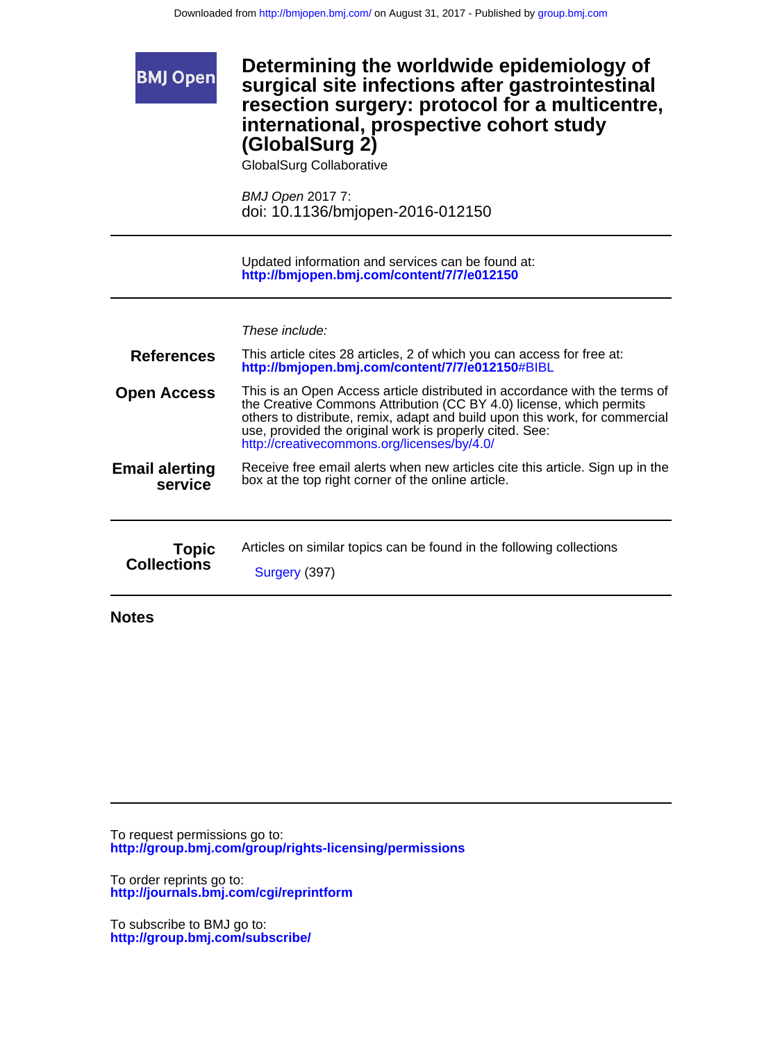Downloaded from http://bmjopen.bmj.com/ on August 31, 2017 - Published by group.bmj.com

BMJ Open

# Determining the worldwide epidemiology of surgical site infections after gastrointestinal resection surgery: protocol for a multicentre, international, prospective cohort study (GlobalSurg 2)

GlobalSurg Collaborative

*BMJ Open* 2017 7:
doi: 10.1136/bmjopen-2016-012150

Updated information and services can be found at:
**http://bmjopen.bmj.com/content/7/7/e012150**

*These include:*

**References**
This article cites 28 articles, 2 of which you can access for free at:
**http://bmjopen.bmj.com/content/7/7/e012150**#BIBL

**Open Access**
This is an Open Access article distributed in accordance with the terms of the Creative Commons Attribution (CC BY 4.0) license, which permits others to distribute, remix, adapt and build upon this work, for commercial use, provided the original work is properly cited. See:
http://creativecommons.org/licenses/by/4.0/

**Email alerting service**
Receive free email alerts when new articles cite this article. Sign up in the box at the top right corner of the online article.

**Topic Collections**
Articles on similar topics can be found in the following collections

Surgery (397)

## Notes

To request permissions go to:
**http://group.bmj.com/group/rights-licensing/permissions**

To order reprints go to:
**http://journals.bmj.com/cgi/reprintform**

To subscribe to BMJ go to:
**http://group.bmj.com/subscribe/**